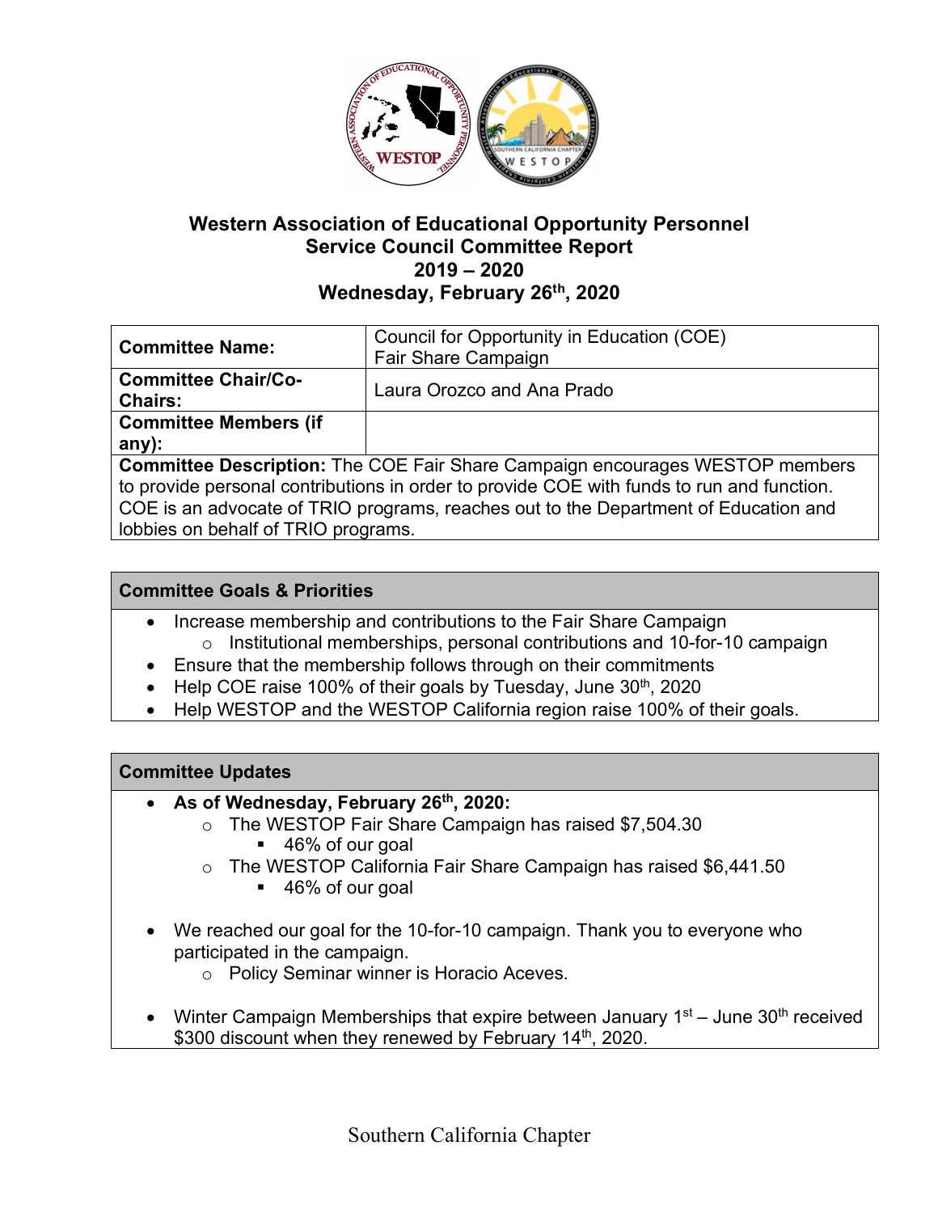# Western Association of Educational Opportunity Personnel
## Service Council Committee Report
## 2019 – 2020
## Wednesday, February 26th, 2020

| | |
|---|---|
| **Committee Name:** | Council for Opportunity in Education (COE) Fair Share Campaign |
| **Committee Chair/Co-Chairs:** | Laura Orozco and Ana Prado |
| **Committee Members (if any):** | |

**Committee Description:** The COE Fair Share Campaign encourages WESTOP members to provide personal contributions in order to provide COE with funds to run and function. COE is an advocate of TRIO programs, reaches out to the Department of Education and lobbies on behalf of TRIO programs.

### Committee Goals & Priorities

- Increase membership and contributions to the Fair Share Campaign
  - Institutional memberships, personal contributions and 10-for-10 campaign
- Ensure that the membership follows through on their commitments
- Help COE raise 100% of their goals by Tuesday, June 30th, 2020
- Help WESTOP and the WESTOP California region raise 100% of their goals.

### Committee Updates

- **As of Wednesday, February 26th, 2020:**
  - The WESTOP Fair Share Campaign has raised $7,504.30
    - 46% of our goal
  - The WESTOP California Fair Share Campaign has raised $6,441.50
    - 46% of our goal
- We reached our goal for the 10-for-10 campaign. Thank you to everyone who participated in the campaign.
  - Policy Seminar winner is Horacio Aceves.
- Winter Campaign Memberships that expire between January 1st – June 30th received $300 discount when they renewed by February 14th, 2020.

Southern California Chapter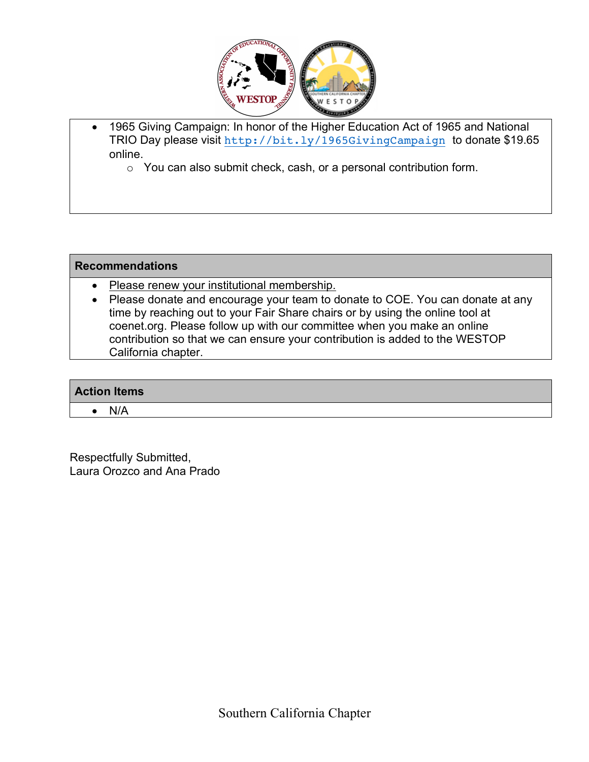- 1965 Giving Campaign: In honor of the Higher Education Act of 1965 and National TRIO Day please visit http://bit.ly/1965GivingCampaign to donate $19.65 online.
    - You can also submit check, cash, or a personal contribution form.

## Recommendations

- Please renew your institutional membership.
- Please donate and encourage your team to donate to COE. You can donate at any time by reaching out to your Fair Share chairs or by using the online tool at coenet.org. Please follow up with our committee when you make an online contribution so that we can ensure your contribution is added to the WESTOP California chapter.

## Action Items

- N/A

Respectfully Submitted,
Laura Orozco and Ana Prado